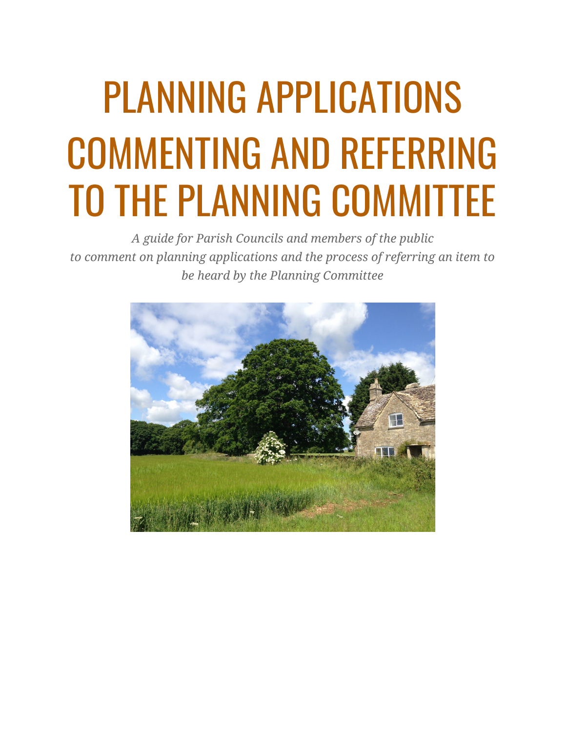# PLANNING APPLICATIONS COMMENTING AND REFERRING TO THE PLANNING COMMITTEE

*A guide for Parish Councils and members of the public to comment on planning applications and the process of referring an item to be heard by the Planning Committee*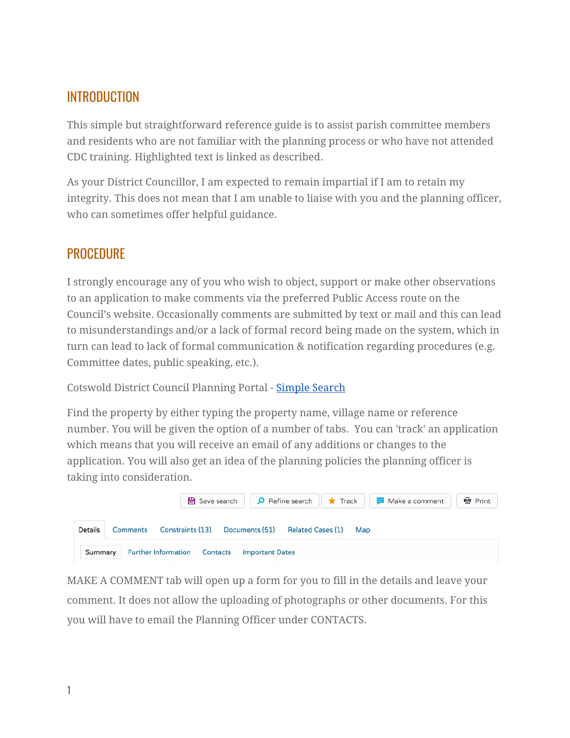## INTRODUCTION

This simple but straightforward reference guide is to assist parish committee members and residents who are not familiar with the planning process or who have not attended CDC training. Highlighted text is linked as described.

As your District Councillor, I am expected to remain impartial if I am to retain my integrity. This does not mean that I am unable to liaise with you and the planning officer, who can sometimes offer helpful guidance.

## PROCEDURE

I strongly encourage any of you who wish to object, support or make other observations to an application to make comments via the preferred Public Access route on the Council's website. Occasionally comments are submitted by text or mail and this can lead to misunderstandings and/or a lack of formal record being made on the system, which in turn can lead to lack of formal communication & notification regarding procedures (e.g. Committee dates, public speaking, etc.).

Cotswold District Council Planning Portal - [Simple Search]

Find the property by either typing the property name, village name or reference number. You will be given the option of a number of tabs. You can 'track' an application which means that you will receive an email of any additions or changes to the application. You will also get an idea of the planning policies the planning officer is taking into consideration.

Save search | Refine search | Track | Make a comment | Print

Details | Comments | Constraints (13) | Documents (51) | Related Cases (1) | Map

Summary | Further Information | Contacts | Important Dates

MAKE A COMMENT tab will open up a form for you to fill in the details and leave your comment. It does not allow the uploading of photographs or other documents. For this you will have to email the Planning Officer under CONTACTS.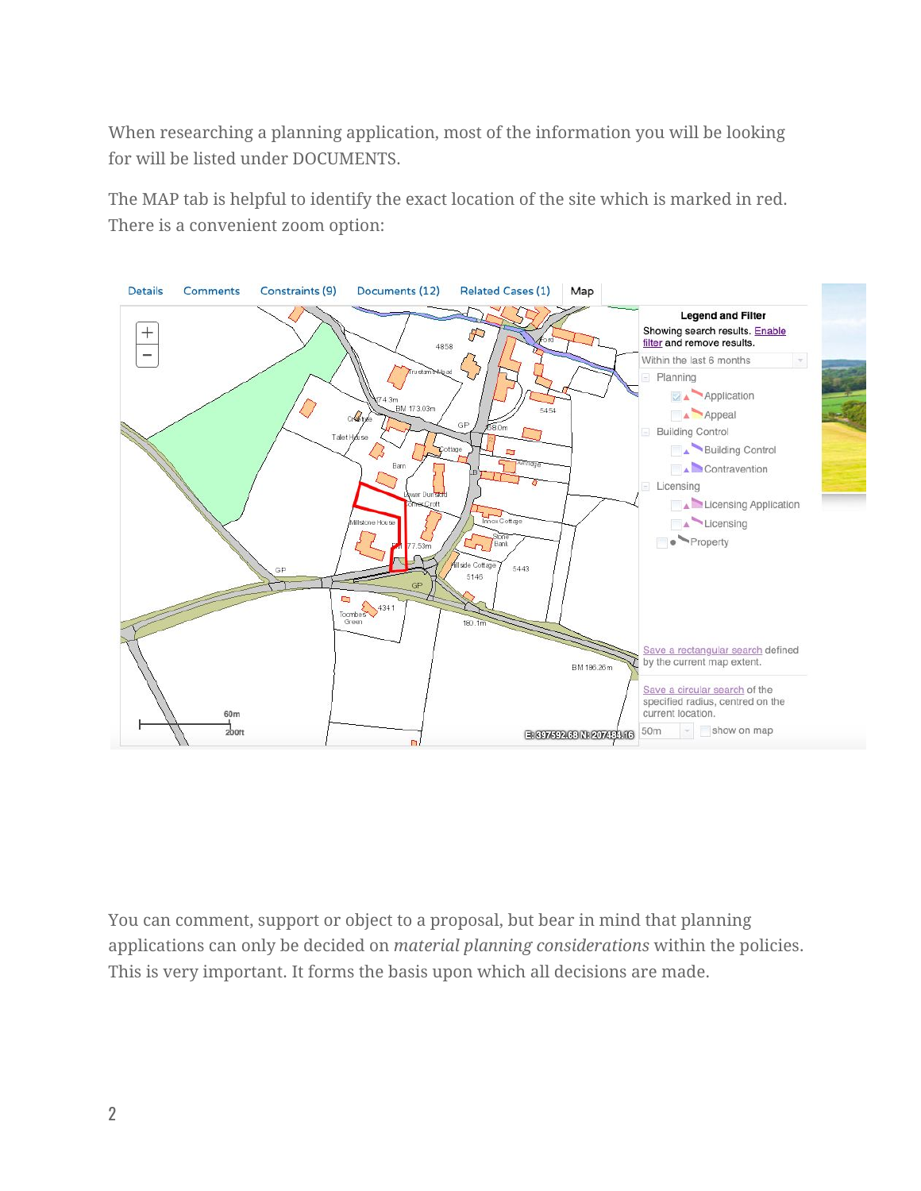When researching a planning application, most of the information you will be looking for will be listed under DOCUMENTS.

The MAP tab is helpful to identify the exact location of the site which is marked in red. There is a convenient zoom option:

You can comment, support or object to a proposal, but bear in mind that planning applications can only be decided on *material planning considerations* within the policies. This is very important. It forms the basis upon which all decisions are made.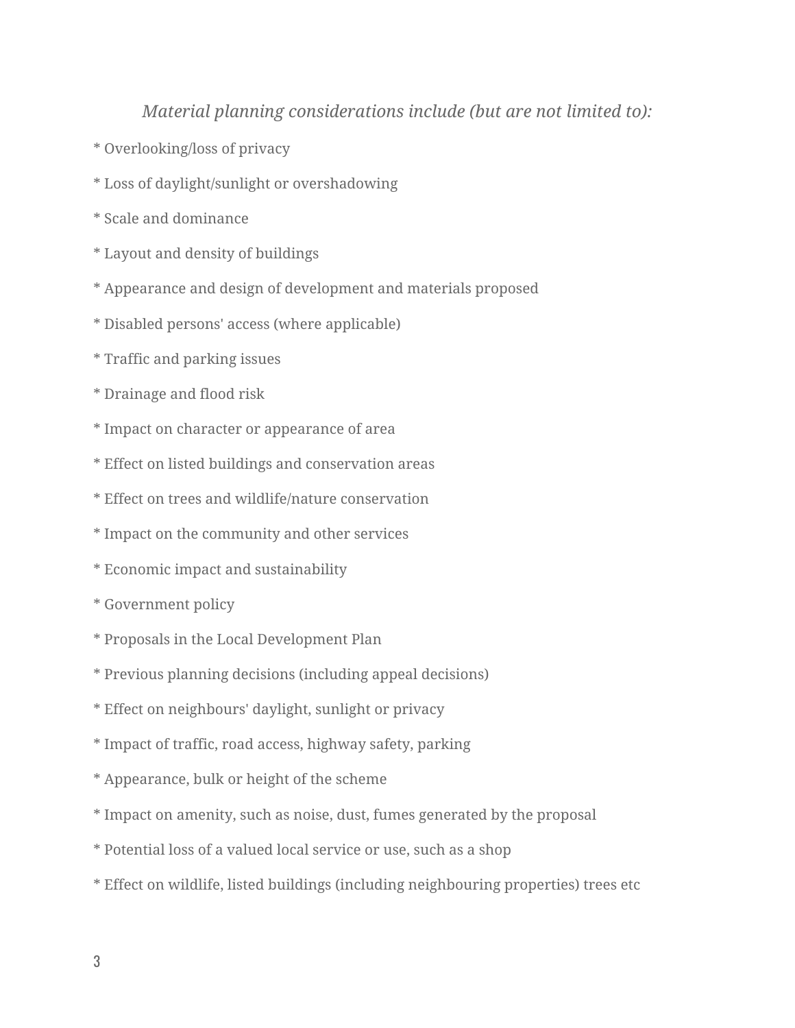*Material planning considerations include (but are not limited to):*

* Overlooking/loss of privacy

* Loss of daylight/sunlight or overshadowing

* Scale and dominance

* Layout and density of buildings

* Appearance and design of development and materials proposed

* Disabled persons' access (where applicable)

* Traffic and parking issues

* Drainage and flood risk

* Impact on character or appearance of area

* Effect on listed buildings and conservation areas

* Effect on trees and wildlife/nature conservation

* Impact on the community and other services

* Economic impact and sustainability

* Government policy

* Proposals in the Local Development Plan

* Previous planning decisions (including appeal decisions)

* Effect on neighbours' daylight, sunlight or privacy

* Impact of traffic, road access, highway safety, parking

* Appearance, bulk or height of the scheme

* Impact on amenity, such as noise, dust, fumes generated by the proposal

* Potential loss of a valued local service or use, such as a shop

* Effect on wildlife, listed buildings (including neighbouring properties) trees etc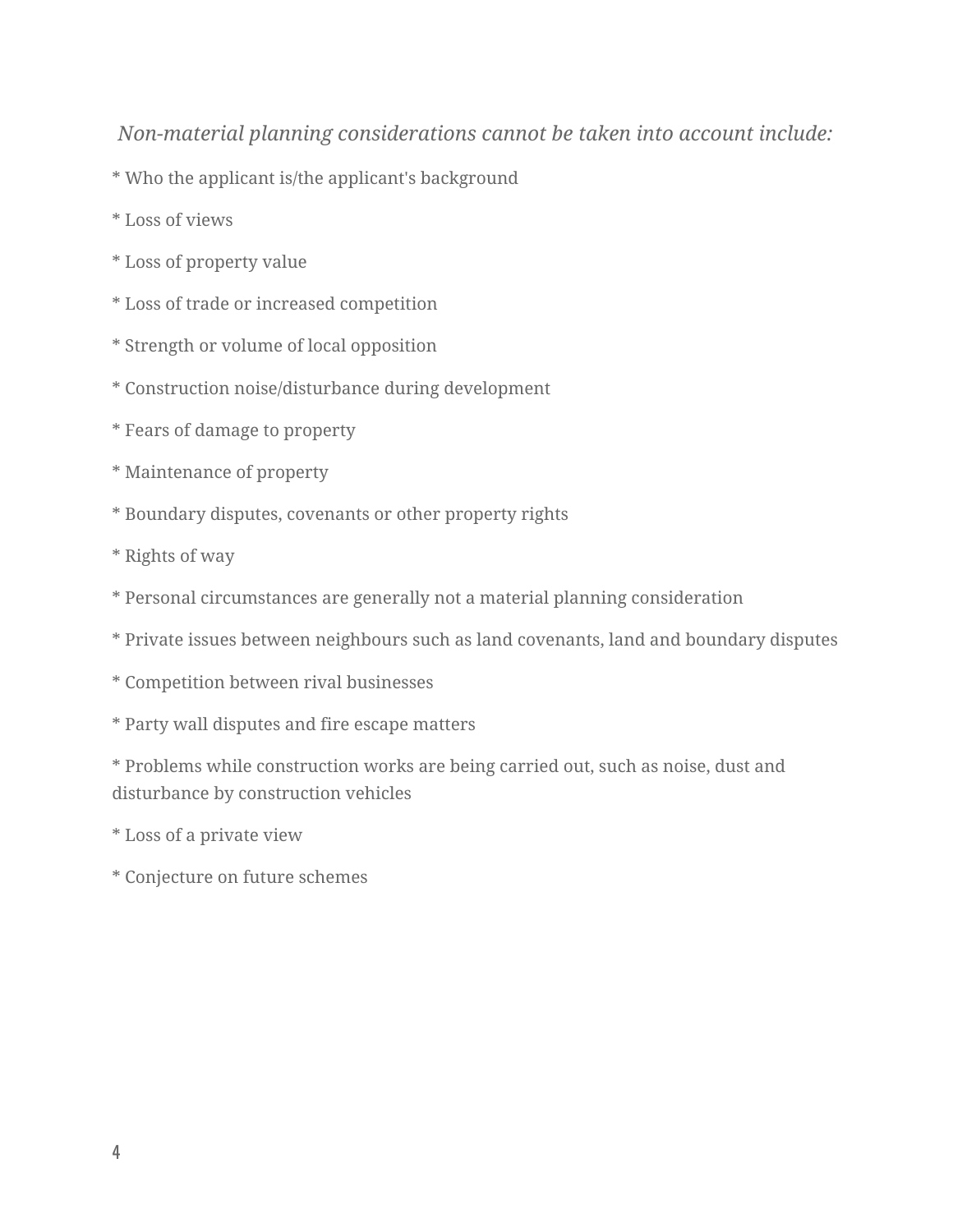*Non-material planning considerations cannot be taken into account include:*

* Who the applicant is/the applicant's background

* Loss of views

* Loss of property value

* Loss of trade or increased competition

* Strength or volume of local opposition

* Construction noise/disturbance during development

* Fears of damage to property

* Maintenance of property

* Boundary disputes, covenants or other property rights

* Rights of way

* Personal circumstances are generally not a material planning consideration

* Private issues between neighbours such as land covenants, land and boundary disputes

* Competition between rival businesses

* Party wall disputes and fire escape matters

* Problems while construction works are being carried out, such as noise, dust and disturbance by construction vehicles

* Loss of a private view

* Conjecture on future schemes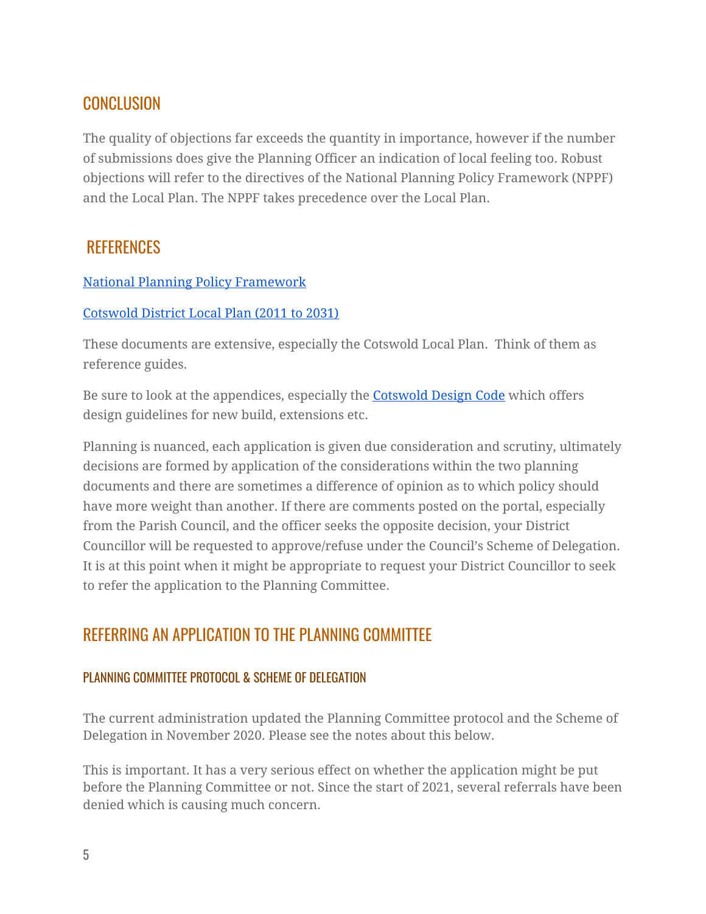## CONCLUSION

The quality of objections far exceeds the quantity in importance, however if the number of submissions does give the Planning Officer an indication of local feeling too. Robust objections will refer to the directives of the National Planning Policy Framework (NPPF) and the Local Plan. The NPPF takes precedence over the Local Plan.

## REFERENCES

National Planning Policy Framework

Cotswold District Local Plan (2011 to 2031)

These documents are extensive, especially the Cotswold Local Plan. Think of them as reference guides.

Be sure to look at the appendices, especially the Cotswold Design Code which offers design guidelines for new build, extensions etc.

Planning is nuanced, each application is given due consideration and scrutiny, ultimately decisions are formed by application of the considerations within the two planning documents and there are sometimes a difference of opinion as to which policy should have more weight than another. If there are comments posted on the portal, especially from the Parish Council, and the officer seeks the opposite decision, your District Councillor will be requested to approve/refuse under the Council's Scheme of Delegation. It is at this point when it might be appropriate to request your District Councillor to seek to refer the application to the Planning Committee.

## REFERRING AN APPLICATION TO THE PLANNING COMMITTEE

### PLANNING COMMITTEE PROTOCOL & SCHEME OF DELEGATION

The current administration updated the Planning Committee protocol and the Scheme of Delegation in November 2020. Please see the notes about this below.

This is important. It has a very serious effect on whether the application might be put before the Planning Committee or not. Since the start of 2021, several referrals have been denied which is causing much concern.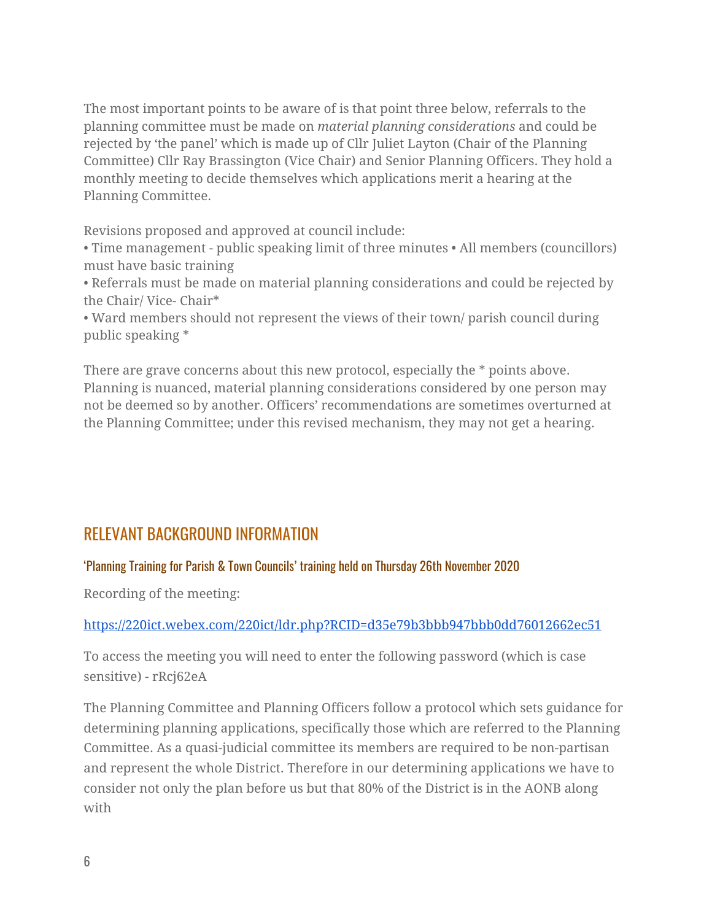The most important points to be aware of is that point three below, referrals to the planning committee must be made on *material planning considerations* and could be rejected by 'the panel' which is made up of Cllr Juliet Layton (Chair of the Planning Committee) Cllr Ray Brassington (Vice Chair) and Senior Planning Officers. They hold a monthly meeting to decide themselves which applications merit a hearing at the Planning Committee.

Revisions proposed and approved at council include:
• Time management - public speaking limit of three minutes • All members (councillors) must have basic training
• Referrals must be made on material planning considerations and could be rejected by the Chair/ Vice- Chair*
• Ward members should not represent the views of their town/ parish council during public speaking *

There are grave concerns about this new protocol, especially the * points above. Planning is nuanced, material planning considerations considered by one person may not be deemed so by another. Officers' recommendations are sometimes overturned at the Planning Committee; under this revised mechanism, they may not get a hearing.

## RELEVANT BACKGROUND INFORMATION

### 'Planning Training for Parish & Town Councils' training held on Thursday 26th November 2020

Recording of the meeting:

https://220ict.webex.com/220ict/ldr.php?RCID=d35e79b3bbb947bbb0dd76012662ec51

To access the meeting you will need to enter the following password (which is case sensitive) - rRcj62eA

The Planning Committee and Planning Officers follow a protocol which sets guidance for determining planning applications, specifically those which are referred to the Planning Committee. As a quasi-judicial committee its members are required to be non-partisan and represent the whole District. Therefore in our determining applications we have to consider not only the plan before us but that 80% of the District is in the AONB along with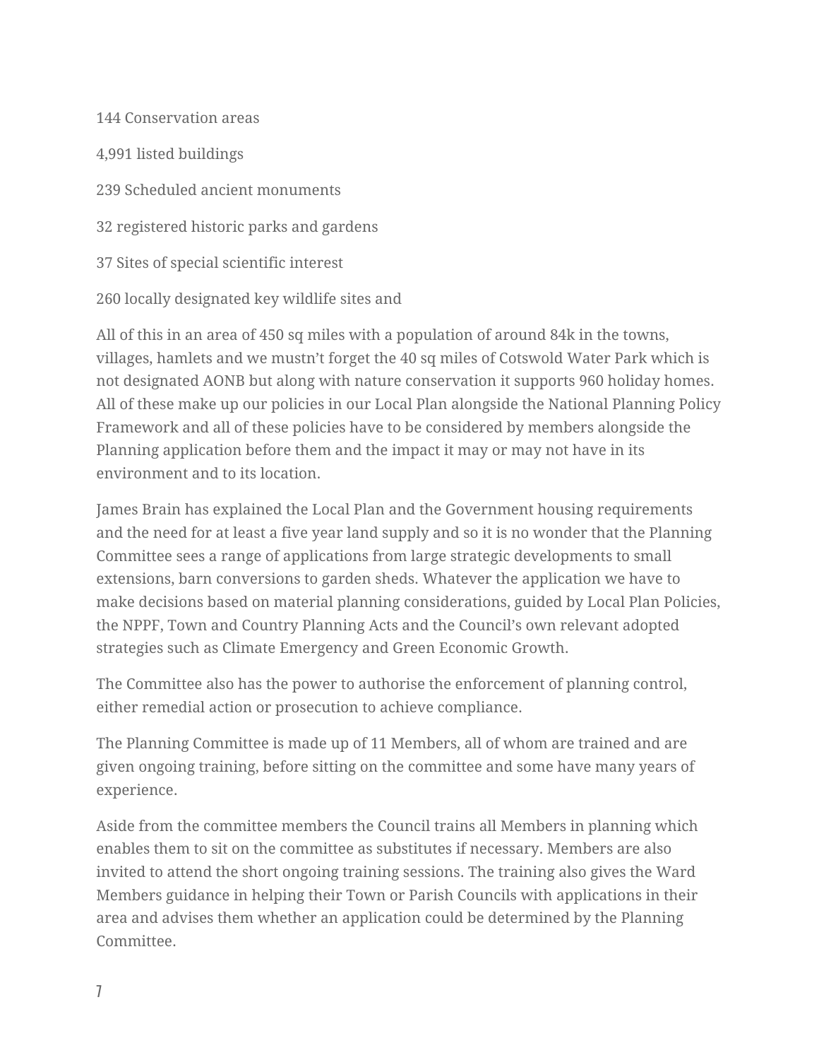144 Conservation areas

4,991 listed buildings

239 Scheduled ancient monuments

32 registered historic parks and gardens

37 Sites of special scientific interest

260 locally designated key wildlife sites and

All of this in an area of 450 sq miles with a population of around 84k in the towns, villages, hamlets and we mustn't forget the 40 sq miles of Cotswold Water Park which is not designated AONB but along with nature conservation it supports 960 holiday homes. All of these make up our policies in our Local Plan alongside the National Planning Policy Framework and all of these policies have to be considered by members alongside the Planning application before them and the impact it may or may not have in its environment and to its location.

James Brain has explained the Local Plan and the Government housing requirements and the need for at least a five year land supply and so it is no wonder that the Planning Committee sees a range of applications from large strategic developments to small extensions, barn conversions to garden sheds. Whatever the application we have to make decisions based on material planning considerations, guided by Local Plan Policies, the NPPF, Town and Country Planning Acts and the Council's own relevant adopted strategies such as Climate Emergency and Green Economic Growth.

The Committee also has the power to authorise the enforcement of planning control, either remedial action or prosecution to achieve compliance.

The Planning Committee is made up of 11 Members, all of whom are trained and are given ongoing training, before sitting on the committee and some have many years of experience.

Aside from the committee members the Council trains all Members in planning which enables them to sit on the committee as substitutes if necessary. Members are also invited to attend the short ongoing training sessions. The training also gives the Ward Members guidance in helping their Town or Parish Councils with applications in their area and advises them whether an application could be determined by the Planning Committee.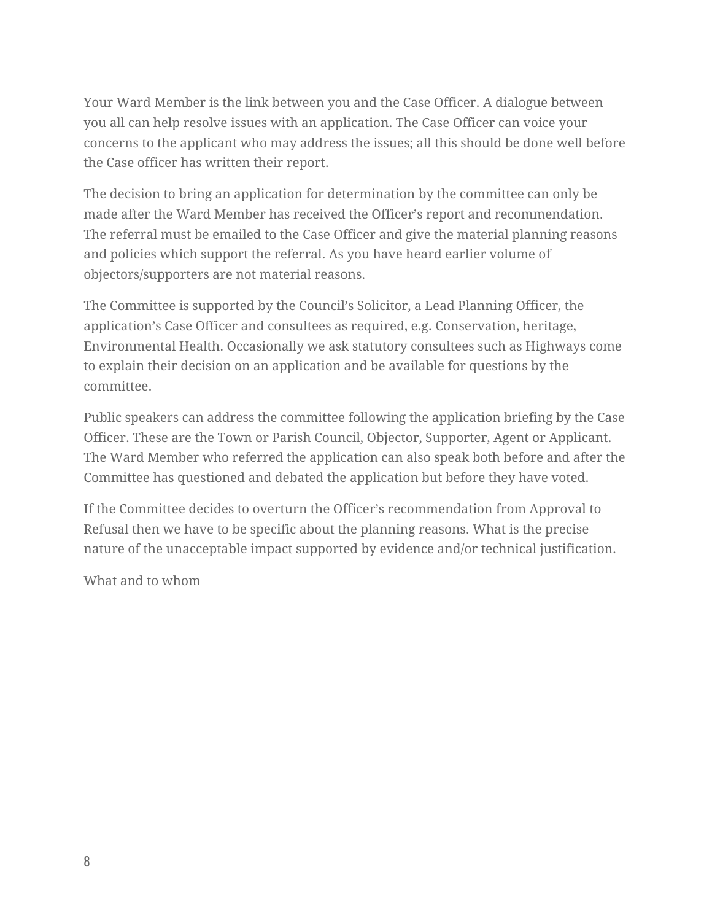Your Ward Member is the link between you and the Case Officer. A dialogue between you all can help resolve issues with an application. The Case Officer can voice your concerns to the applicant who may address the issues; all this should be done well before the Case officer has written their report.

The decision to bring an application for determination by the committee can only be made after the Ward Member has received the Officer's report and recommendation. The referral must be emailed to the Case Officer and give the material planning reasons and policies which support the referral. As you have heard earlier volume of objectors/supporters are not material reasons.

The Committee is supported by the Council's Solicitor, a Lead Planning Officer, the application's Case Officer and consultees as required, e.g. Conservation, heritage, Environmental Health. Occasionally we ask statutory consultees such as Highways come to explain their decision on an application and be available for questions by the committee.

Public speakers can address the committee following the application briefing by the Case Officer. These are the Town or Parish Council, Objector, Supporter, Agent or Applicant. The Ward Member who referred the application can also speak both before and after the Committee has questioned and debated the application but before they have voted.

If the Committee decides to overturn the Officer's recommendation from Approval to Refusal then we have to be specific about the planning reasons. What is the precise nature of the unacceptable impact supported by evidence and/or technical justification.

What and to whom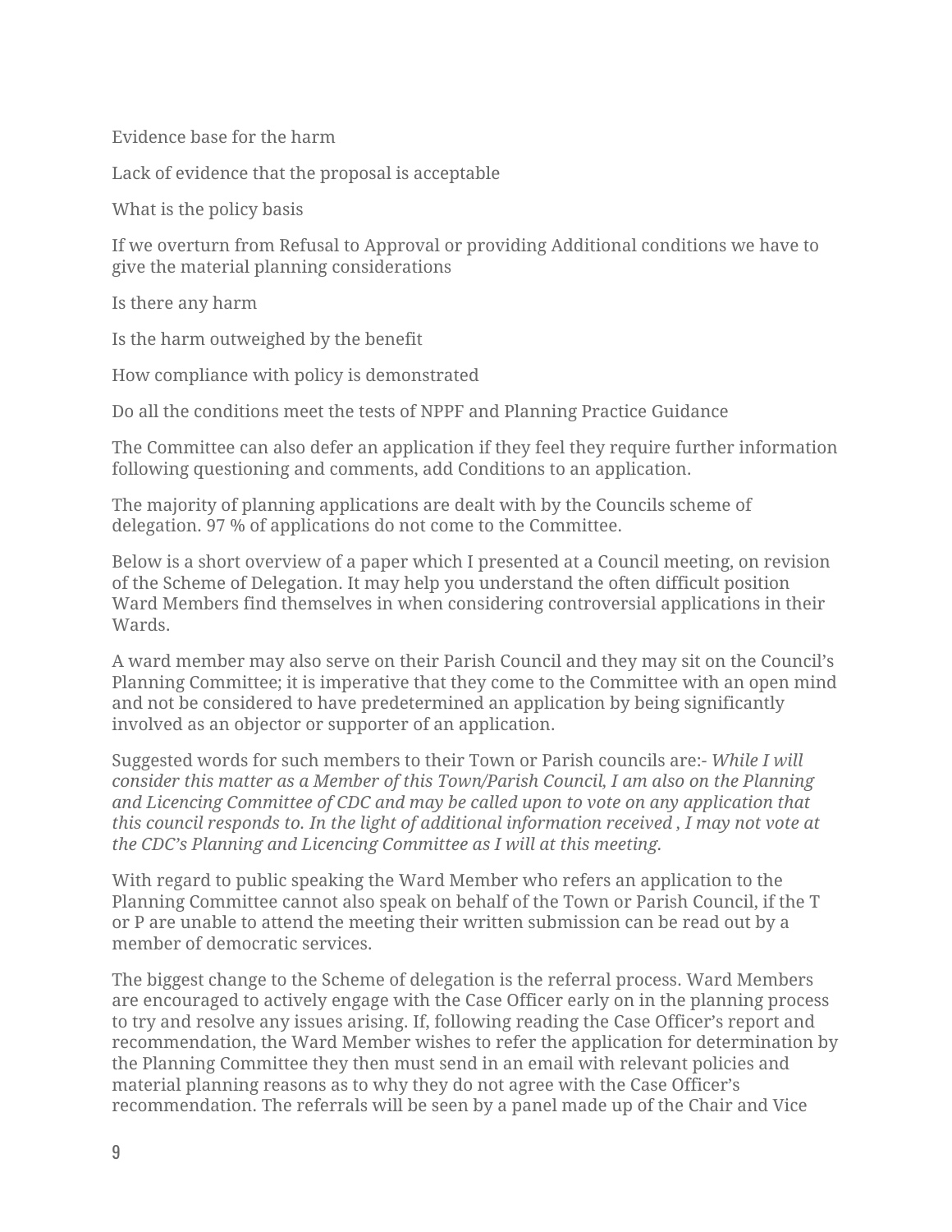Evidence base for the harm

Lack of evidence that the proposal is acceptable

What is the policy basis

If we overturn from Refusal to Approval or providing Additional conditions we have to give the material planning considerations

Is there any harm

Is the harm outweighed by the benefit

How compliance with policy is demonstrated

Do all the conditions meet the tests of NPPF and Planning Practice Guidance

The Committee can also defer an application if they feel they require further information following questioning and comments, add Conditions to an application.

The majority of planning applications are dealt with by the Councils scheme of delegation. 97 % of applications do not come to the Committee.

Below is a short overview of a paper which I presented at a Council meeting, on revision of the Scheme of Delegation. It may help you understand the often difficult position Ward Members find themselves in when considering controversial applications in their Wards.

A ward member may also serve on their Parish Council and they may sit on the Council's Planning Committee; it is imperative that they come to the Committee with an open mind and not be considered to have predetermined an application by being significantly involved as an objector or supporter of an application.

Suggested words for such members to their Town or Parish councils are:- *While I will consider this matter as a Member of this Town/Parish Council, I am also on the Planning and Licencing Committee of CDC and may be called upon to vote on any application that this council responds to. In the light of additional information received , I may not vote at the CDC's Planning and Licencing Committee as I will at this meeting.*

With regard to public speaking the Ward Member who refers an application to the Planning Committee cannot also speak on behalf of the Town or Parish Council, if the T or P are unable to attend the meeting their written submission can be read out by a member of democratic services.

The biggest change to the Scheme of delegation is the referral process. Ward Members are encouraged to actively engage with the Case Officer early on in the planning process to try and resolve any issues arising. If, following reading the Case Officer's report and recommendation, the Ward Member wishes to refer the application for determination by the Planning Committee they then must send in an email with relevant policies and material planning reasons as to why they do not agree with the Case Officer's recommendation. The referrals will be seen by a panel made up of the Chair and Vice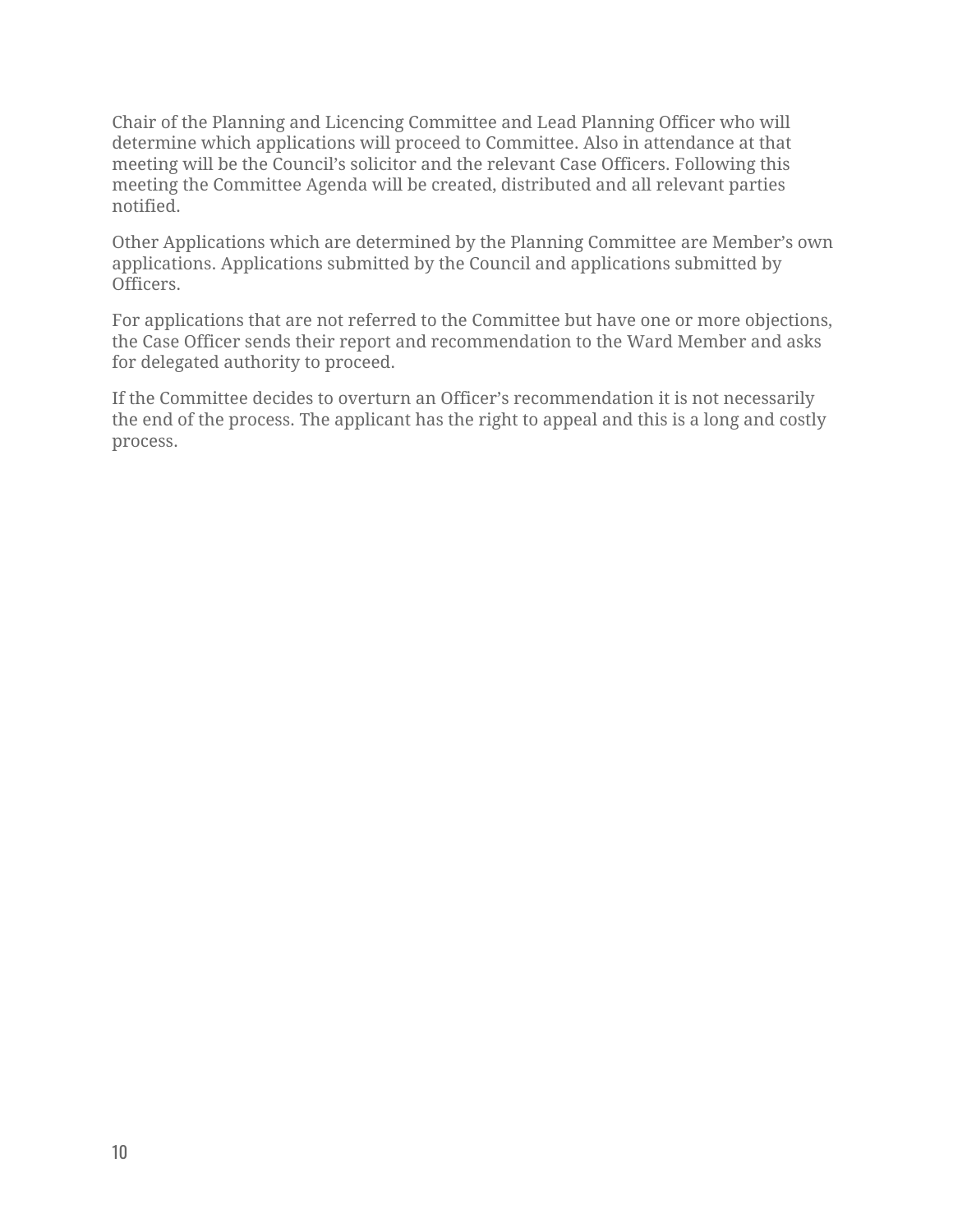Chair of the Planning and Licencing Committee and Lead Planning Officer who will determine which applications will proceed to Committee. Also in attendance at that meeting will be the Council's solicitor and the relevant Case Officers. Following this meeting the Committee Agenda will be created, distributed and all relevant parties notified.

Other Applications which are determined by the Planning Committee are Member's own applications. Applications submitted by the Council and applications submitted by Officers.

For applications that are not referred to the Committee but have one or more objections, the Case Officer sends their report and recommendation to the Ward Member and asks for delegated authority to proceed.

If the Committee decides to overturn an Officer's recommendation it is not necessarily the end of the process. The applicant has the right to appeal and this is a long and costly process.